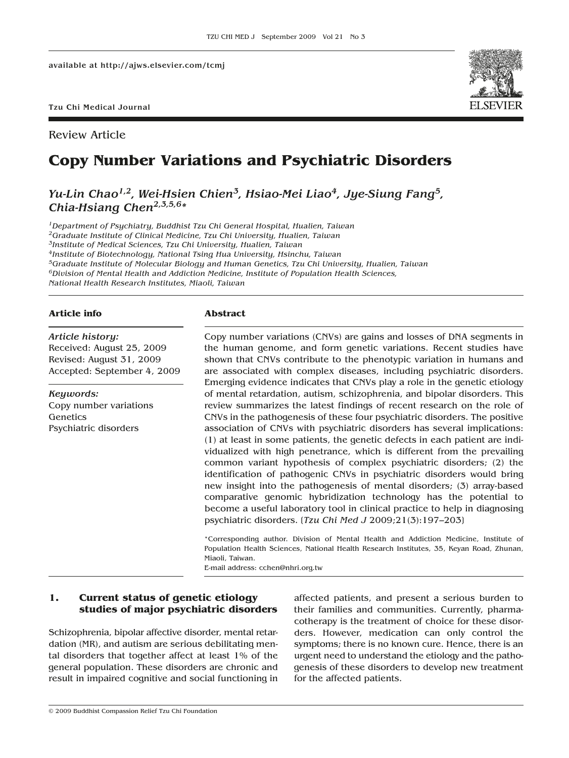Review Article

# Copy Number Variations and Psychiatric Disorders

*Yu-Lin Chao[1,2], Wei-Hsien Chien[3], Hsiao-Mei Liao[4], Jye-Siung Fang[5], Chia-Hsiang Chen[2,3,5,6*]*

[1]*Department of Psychiatry, Buddhist Tzu Chi General Hospital, Hualien, Taiwan*
[2]*Graduate Institute of Clinical Medicine, Tzu Chi University, Hualien, Taiwan*
[3]*Institute of Medical Sciences, Tzu Chi University, Hualien, Taiwan*
[4]*Institute of Biotechnology, National Tsing Hua University, Hsinchu, Taiwan*
[5]*Graduate Institute of Molecular Biology and Human Genetics, Tzu Chi University, Hualien, Taiwan*
[6]*Division of Mental Health and Addiction Medicine, Institute of Population Health Sciences, National Health Research Institutes, Miaoli, Taiwan*

**Article info**

*Article history:*
Received: August 25, 2009
Revised: August 31, 2009
Accepted: September 4, 2009

*Keywords:*
Copy number variations
Genetics
Psychiatric disorders

**Abstract**

Copy number variations (CNVs) are gains and losses of DNA segments in the human genome, and form genetic variations. Recent studies have shown that CNVs contribute to the phenotypic variation in humans and are associated with complex diseases, including psychiatric disorders. Emerging evidence indicates that CNVs play a role in the genetic etiology of mental retardation, autism, schizophrenia, and bipolar disorders. This review summarizes the latest findings of recent research on the role of CNVs in the pathogenesis of these four psychiatric disorders. The positive association of CNVs with psychiatric disorders has several implications: (1) at least in some patients, the genetic defects in each patient are individualized with high penetrance, which is different from the prevailing common variant hypothesis of complex psychiatric disorders; (2) the identification of pathogenic CNVs in psychiatric disorders would bring new insight into the pathogenesis of mental disorders; (3) array-based comparative genomic hybridization technology has the potential to become a useful laboratory tool in clinical practice to help in diagnosing psychiatric disorders. [*Tzu Chi Med J* 2009;21(3):197–203]

*Corresponding author. Division of Mental Health and Addiction Medicine, Institute of Population Health Sciences, National Health Research Institutes, 35, Keyan Road, Zhunan, Miaoli, Taiwan.
E-mail address: cchen@nhri.org.tw

## 1. Current status of genetic etiology studies of major psychiatric disorders

Schizophrenia, bipolar affective disorder, mental retardation (MR), and autism are serious debilitating mental disorders that together affect at least 1% of the general population. These disorders are chronic and result in impaired cognitive and social functioning in affected patients, and present a serious burden to their families and communities. Currently, pharmacotherapy is the treatment of choice for these disorders. However, medication can only control the symptoms; there is no known cure. Hence, there is an urgent need to understand the etiology and the pathogenesis of these disorders to develop new treatment for the affected patients.

© 2009 Buddhist Compassion Relief Tzu Chi Foundation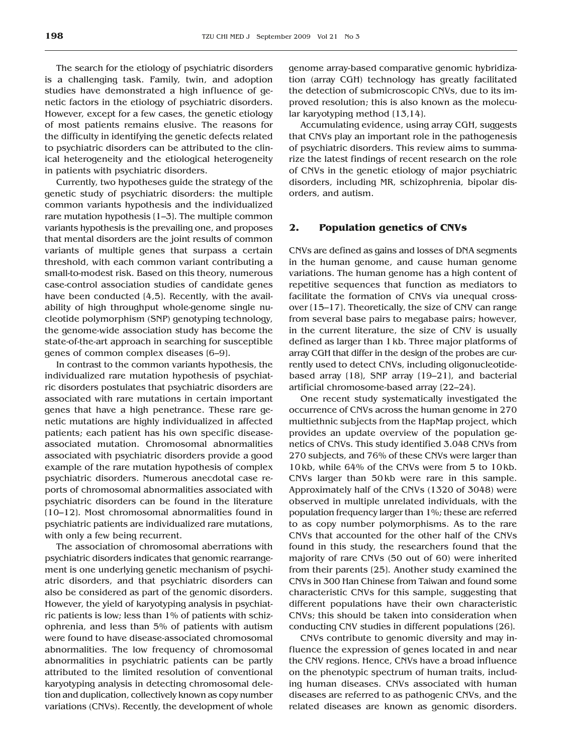The search for the etiology of psychiatric disorders is a challenging task. Family, twin, and adoption studies have demonstrated a high influence of genetic factors in the etiology of psychiatric disorders. However, except for a few cases, the genetic etiology of most patients remains elusive. The reasons for the difficulty in identifying the genetic defects related to psychiatric disorders can be attributed to the clinical heterogeneity and the etiological heterogeneity in patients with psychiatric disorders.

Currently, two hypotheses guide the strategy of the genetic study of psychiatric disorders: the multiple common variants hypothesis and the individualized rare mutation hypothesis [1–3]. The multiple common variants hypothesis is the prevailing one, and proposes that mental disorders are the joint results of common variants of multiple genes that surpass a certain threshold, with each common variant contributing a small-to-modest risk. Based on this theory, numerous case-control association studies of candidate genes have been conducted [4,5]. Recently, with the availability of high throughput whole-genome single nucleotide polymorphism (SNP) genotyping technology, the genome-wide association study has become the state-of-the-art approach in searching for susceptible genes of common complex diseases [6–9].

In contrast to the common variants hypothesis, the individualized rare mutation hypothesis of psychiatric disorders postulates that psychiatric disorders are associated with rare mutations in certain important genes that have a high penetrance. These rare genetic mutations are highly individualized in affected patients; each patient has his own specific disease-associated mutation. Chromosomal abnormalities associated with psychiatric disorders provide a good example of the rare mutation hypothesis of complex psychiatric disorders. Numerous anecdotal case reports of chromosomal abnormalities associated with psychiatric disorders can be found in the literature [10–12]. Most chromosomal abnormalities found in psychiatric patients are individualized rare mutations, with only a few being recurrent.

The association of chromosomal aberrations with psychiatric disorders indicates that genomic rearrangement is one underlying genetic mechanism of psychiatric disorders, and that psychiatric disorders can also be considered as part of the genomic disorders. However, the yield of karyotyping analysis in psychiatric patients is low; less than 1% of patients with schizophrenia, and less than 5% of patients with autism were found to have disease-associated chromosomal abnormalities. The low frequency of chromosomal abnormalities in psychiatric patients can be partly attributed to the limited resolution of conventional karyotyping analysis in detecting chromosomal deletion and duplication, collectively known as copy number variations (CNVs). Recently, the development of whole genome array-based comparative genomic hybridization (array CGH) technology has greatly facilitated the detection of submicroscopic CNVs, due to its improved resolution; this is also known as the molecular karyotyping method [13,14].

Accumulating evidence, using array CGH, suggests that CNVs play an important role in the pathogenesis of psychiatric disorders. This review aims to summarize the latest findings of recent research on the role of CNVs in the genetic etiology of major psychiatric disorders, including MR, schizophrenia, bipolar disorders, and autism.

## 2. Population genetics of CNVs

CNVs are defined as gains and losses of DNA segments in the human genome, and cause human genome variations. The human genome has a high content of repetitive sequences that function as mediators to facilitate the formation of CNVs via unequal crossover [15–17]. Theoretically, the size of CNV can range from several base pairs to megabase pairs; however, in the current literature, the size of CNV is usually defined as larger than 1 kb. Three major platforms of array CGH that differ in the design of the probes are currently used to detect CNVs, including oligonucleotide-based array [18], SNP array [19–21], and bacterial artificial chromosome-based array [22–24].

One recent study systematically investigated the occurrence of CNVs across the human genome in 270 multiethnic subjects from the HapMap project, which provides an update overview of the population genetics of CNVs. This study identified 3.048 CNVs from 270 subjects, and 76% of these CNVs were larger than 10 kb, while 64% of the CNVs were from 5 to 10 kb. CNVs larger than 50 kb were rare in this sample. Approximately half of the CNVs (1320 of 3048) were observed in multiple unrelated individuals, with the population frequency larger than 1%; these are referred to as copy number polymorphisms. As to the rare CNVs that accounted for the other half of the CNVs found in this study, the researchers found that the majority of rare CNVs (50 out of 60) were inherited from their parents [25]. Another study examined the CNVs in 300 Han Chinese from Taiwan and found some characteristic CNVs for this sample, suggesting that different populations have their own characteristic CNVs; this should be taken into consideration when conducting CNV studies in different populations [26].

CNVs contribute to genomic diversity and may influence the expression of genes located in and near the CNV regions. Hence, CNVs have a broad influence on the phenotypic spectrum of human traits, including human diseases. CNVs associated with human diseases are referred to as pathogenic CNVs, and the related diseases are known as genomic disorders.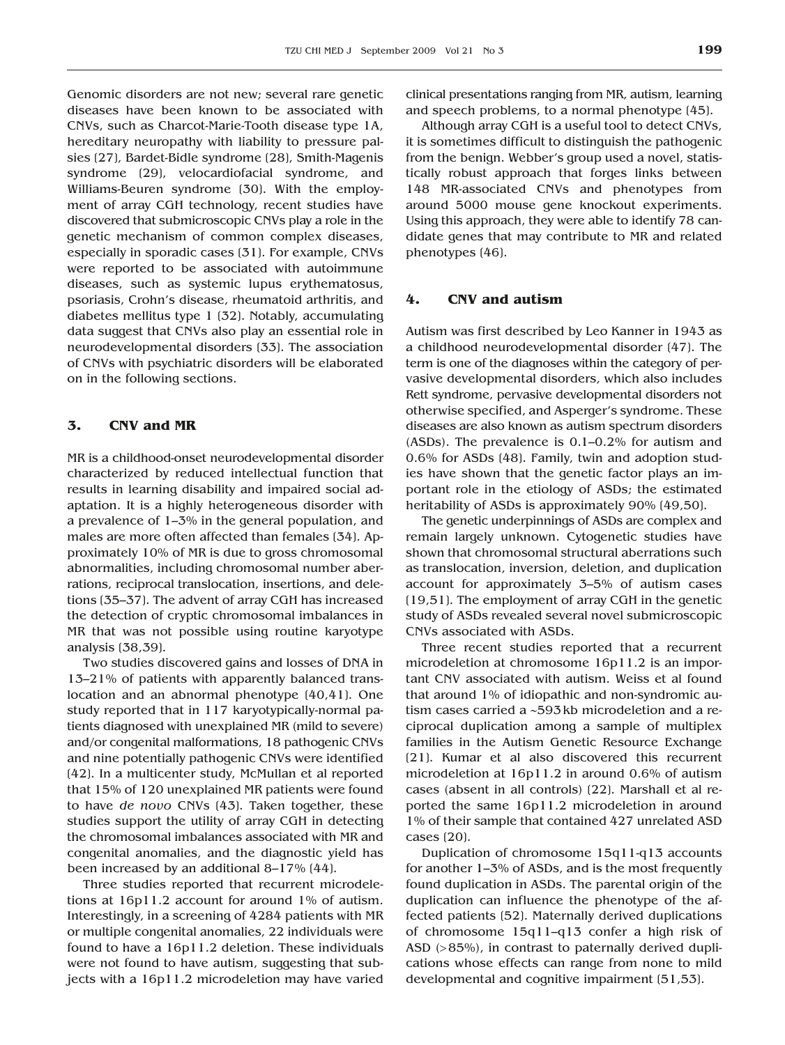Genomic disorders are not new; several rare genetic diseases have been known to be associated with CNVs, such as Charcot-Marie-Tooth disease type 1A, hereditary neuropathy with liability to pressure palsies (27), Bardet-Bidle syndrome (28), Smith-Magenis syndrome (29), velocardiofacial syndrome, and Williams-Beuren syndrome (30). With the employment of array CGH technology, recent studies have discovered that submicroscopic CNVs play a role in the genetic mechanism of common complex diseases, especially in sporadic cases (31). For example, CNVs were reported to be associated with autoimmune diseases, such as systemic lupus erythematosus, psoriasis, Crohn's disease, rheumatoid arthritis, and diabetes mellitus type 1 (32). Notably, accumulating data suggest that CNVs also play an essential role in neurodevelopmental disorders (33). The association of CNVs with psychiatric disorders will be elaborated on in the following sections.

## 3. CNV and MR

MR is a childhood-onset neurodevelopmental disorder characterized by reduced intellectual function that results in learning disability and impaired social adaptation. It is a highly heterogeneous disorder with a prevalence of 1–3% in the general population, and males are more often affected than females (34). Approximately 10% of MR is due to gross chromosomal abnormalities, including chromosomal number aberrations, reciprocal translocation, insertions, and deletions (35–37). The advent of array CGH has increased the detection of cryptic chromosomal imbalances in MR that was not possible using routine karyotype analysis (38,39).

Two studies discovered gains and losses of DNA in 13–21% of patients with apparently balanced translocation and an abnormal phenotype (40,41). One study reported that in 117 karyotypically-normal patients diagnosed with unexplained MR (mild to severe) and/or congenital malformations, 18 pathogenic CNVs and nine potentially pathogenic CNVs were identified (42). In a multicenter study, McMullan et al reported that 15% of 120 unexplained MR patients were found to have *de novo* CNVs (43). Taken together, these studies support the utility of array CGH in detecting the chromosomal imbalances associated with MR and congenital anomalies, and the diagnostic yield has been increased by an additional 8–17% (44).

Three studies reported that recurrent microdeletions at 16p11.2 account for around 1% of autism. Interestingly, in a screening of 4284 patients with MR or multiple congenital anomalies, 22 individuals were found to have a 16p11.2 deletion. These individuals were not found to have autism, suggesting that subjects with a 16p11.2 microdeletion may have varied clinical presentations ranging from MR, autism, learning and speech problems, to a normal phenotype (45).

Although array CGH is a useful tool to detect CNVs, it is sometimes difficult to distinguish the pathogenic from the benign. Webber's group used a novel, statistically robust approach that forges links between 148 MR-associated CNVs and phenotypes from around 5000 mouse gene knockout experiments. Using this approach, they were able to identify 78 candidate genes that may contribute to MR and related phenotypes (46).

## 4. CNV and autism

Autism was first described by Leo Kanner in 1943 as a childhood neurodevelopmental disorder (47). The term is one of the diagnoses within the category of pervasive developmental disorders, which also includes Rett syndrome, pervasive developmental disorders not otherwise specified, and Asperger's syndrome. These diseases are also known as autism spectrum disorders (ASDs). The prevalence is 0.1–0.2% for autism and 0.6% for ASDs (48). Family, twin and adoption studies have shown that the genetic factor plays an important role in the etiology of ASDs; the estimated heritability of ASDs is approximately 90% (49,50).

The genetic underpinnings of ASDs are complex and remain largely unknown. Cytogenetic studies have shown that chromosomal structural aberrations such as translocation, inversion, deletion, and duplication account for approximately 3–5% of autism cases (19,51). The employment of array CGH in the genetic study of ASDs revealed several novel submicroscopic CNVs associated with ASDs.

Three recent studies reported that a recurrent microdeletion at chromosome 16p11.2 is an important CNV associated with autism. Weiss et al found that around 1% of idiopathic and non-syndromic autism cases carried a ~593 kb microdeletion and a reciprocal duplication among a sample of multiplex families in the Autism Genetic Resource Exchange (21). Kumar et al also discovered this recurrent microdeletion at 16p11.2 in around 0.6% of autism cases (absent in all controls) (22). Marshall et al reported the same 16p11.2 microdeletion in around 1% of their sample that contained 427 unrelated ASD cases (20).

Duplication of chromosome 15q11-q13 accounts for another 1–3% of ASDs, and is the most frequently found duplication in ASDs. The parental origin of the duplication can influence the phenotype of the affected patients (52). Maternally derived duplications of chromosome 15q11–q13 confer a high risk of ASD (>85%), in contrast to paternally derived duplications whose effects can range from none to mild developmental and cognitive impairment (51,53).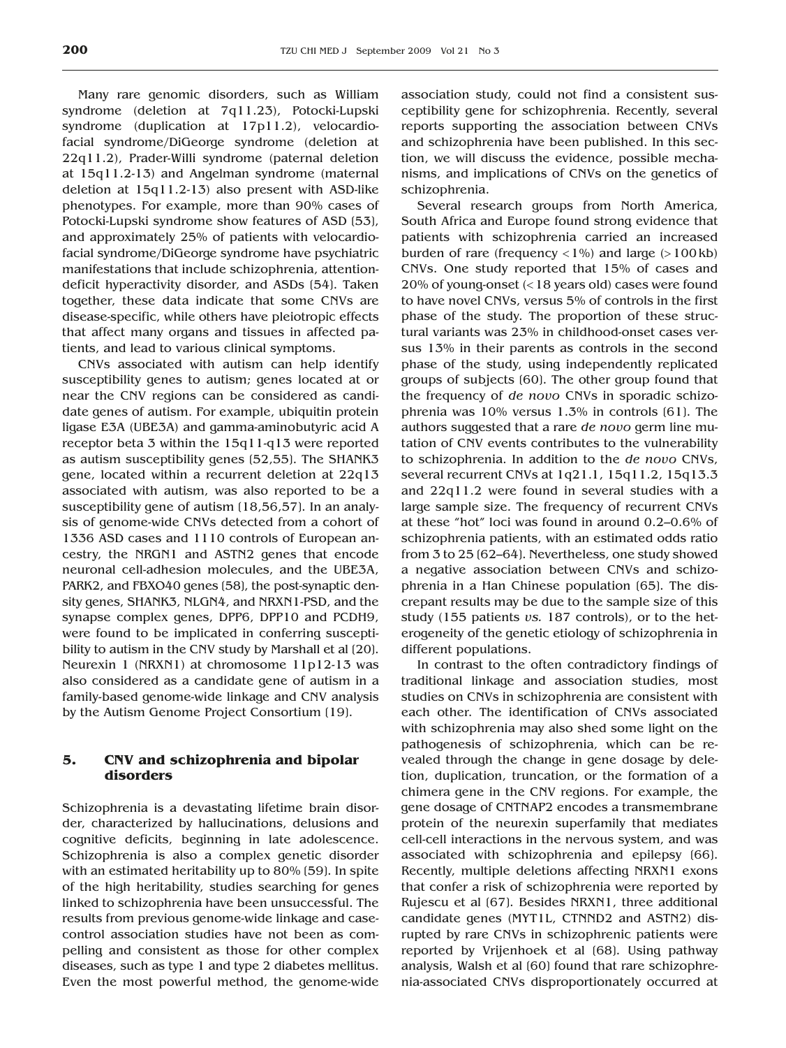Many rare genomic disorders, such as William syndrome (deletion at 7q11.23), Potocki-Lupski syndrome (duplication at 17p11.2), velocardiofacial syndrome/DiGeorge syndrome (deletion at 22q11.2), Prader-Willi syndrome (paternal deletion at 15q11.2-13) and Angelman syndrome (maternal deletion at 15q11.2-13) also present with ASD-like phenotypes. For example, more than 90% cases of Potocki-Lupski syndrome show features of ASD (53), and approximately 25% of patients with velocardiofacial syndrome/DiGeorge syndrome have psychiatric manifestations that include schizophrenia, attention-deficit hyperactivity disorder, and ASDs (54). Taken together, these data indicate that some CNVs are disease-specific, while others have pleiotropic effects that affect many organs and tissues in affected patients, and lead to various clinical symptoms.

CNVs associated with autism can help identify susceptibility genes to autism; genes located at or near the CNV regions can be considered as candidate genes of autism. For example, ubiquitin protein ligase E3A (UBE3A) and gamma-aminobutyric acid A receptor beta 3 within the 15q11-q13 were reported as autism susceptibility genes (52,55). The SHANK3 gene, located within a recurrent deletion at 22q13 associated with autism, was also reported to be a susceptibility gene of autism (18,56,57). In an analysis of genome-wide CNVs detected from a cohort of 1336 ASD cases and 1110 controls of European ancestry, the NRGN1 and ASTN2 genes that encode neuronal cell-adhesion molecules, and the UBE3A, PARK2, and FBXO40 genes (58), the post-synaptic density genes, SHANK3, NLGN4, and NRXN1-PSD, and the synapse complex genes, DPP6, DPP10 and PCDH9, were found to be implicated in conferring susceptibility to autism in the CNV study by Marshall et al (20). Neurexin 1 (NRXN1) at chromosome 11p12-13 was also considered as a candidate gene of autism in a family-based genome-wide linkage and CNV analysis by the Autism Genome Project Consortium (19).

## 5. CNV and schizophrenia and bipolar disorders

Schizophrenia is a devastating lifetime brain disorder, characterized by hallucinations, delusions and cognitive deficits, beginning in late adolescence. Schizophrenia is also a complex genetic disorder with an estimated heritability up to 80% (59). In spite of the high heritability, studies searching for genes linked to schizophrenia have been unsuccessful. The results from previous genome-wide linkage and case-control association studies have not been as compelling and consistent as those for other complex diseases, such as type 1 and type 2 diabetes mellitus. Even the most powerful method, the genome-wide association study, could not find a consistent susceptibility gene for schizophrenia. Recently, several reports supporting the association between CNVs and schizophrenia have been published. In this section, we will discuss the evidence, possible mechanisms, and implications of CNVs on the genetics of schizophrenia.

Several research groups from North America, South Africa and Europe found strong evidence that patients with schizophrenia carried an increased burden of rare (frequency $<1\%$) and large ($>100$ kb) CNVs. One study reported that 15% of cases and 20% of young-onset ($<18$ years old) cases were found to have novel CNVs, versus 5% of controls in the first phase of the study. The proportion of these structural variants was 23% in childhood-onset cases versus 13% in their parents as controls in the second phase of the study, using independently replicated groups of subjects (60). The other group found that the frequency of *de novo* CNVs in sporadic schizophrenia was 10% versus 1.3% in controls (61). The authors suggested that a rare *de novo* germ line mutation of CNV events contributes to the vulnerability to schizophrenia. In addition to the *de novo* CNVs, several recurrent CNVs at 1q21.1, 15q11.2, 15q13.3 and 22q11.2 were found in several studies with a large sample size. The frequency of recurrent CNVs at these "hot" loci was found in around 0.2–0.6% of schizophrenia patients, with an estimated odds ratio from 3 to 25 (62–64). Nevertheless, one study showed a negative association between CNVs and schizophrenia in a Han Chinese population (65). The discrepant results may be due to the sample size of this study (155 patients *vs.* 187 controls), or to the heterogeneity of the genetic etiology of schizophrenia in different populations.

In contrast to the often contradictory findings of traditional linkage and association studies, most studies on CNVs in schizophrenia are consistent with each other. The identification of CNVs associated with schizophrenia may also shed some light on the pathogenesis of schizophrenia, which can be revealed through the change in gene dosage by deletion, duplication, truncation, or the formation of a chimera gene in the CNV regions. For example, the gene dosage of CNTNAP2 encodes a transmembrane protein of the neurexin superfamily that mediates cell-cell interactions in the nervous system, and was associated with schizophrenia and epilepsy (66). Recently, multiple deletions affecting NRXN1 exons that confer a risk of schizophrenia were reported by Rujescu et al (67). Besides NRXN1, three additional candidate genes (MYT1L, CTNND2 and ASTN2) disrupted by rare CNVs in schizophrenic patients were reported by Vrijenhoek et al (68). Using pathway analysis, Walsh et al (60) found that rare schizophrenia-associated CNVs disproportionately occurred at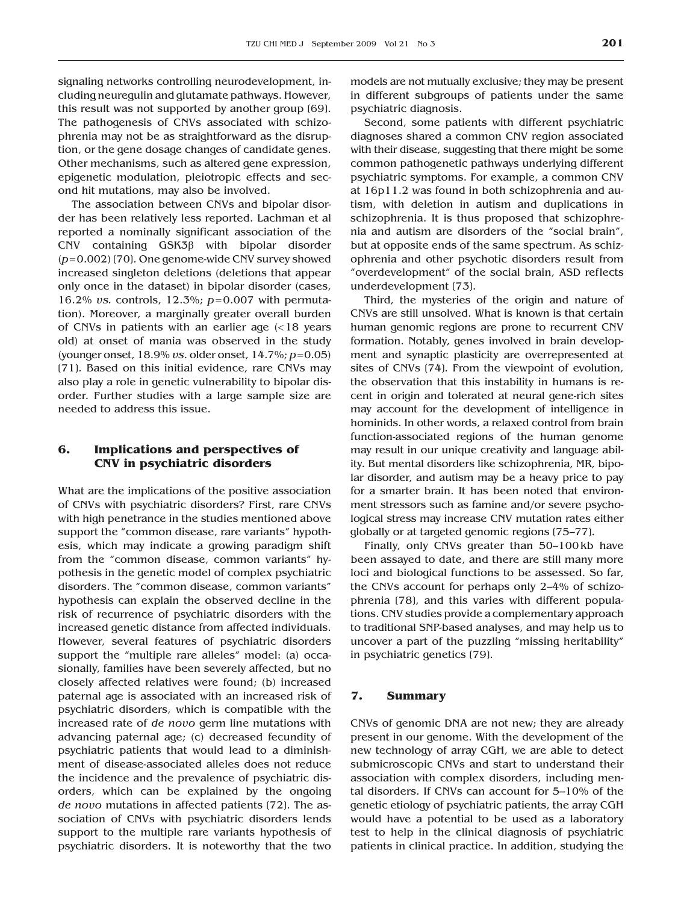signaling networks controlling neurodevelopment, including neuregulin and glutamate pathways. However, this result was not supported by another group (69). The pathogenesis of CNVs associated with schizophrenia may not be as straightforward as the disruption, or the gene dosage changes of candidate genes. Other mechanisms, such as altered gene expression, epigenetic modulation, pleiotropic effects and second hit mutations, may also be involved.

The association between CNVs and bipolar disorder has been relatively less reported. Lachman et al reported a nominally significant association of the CNV containing GSK3β with bipolar disorder ($p$=0.002) (70). One genome-wide CNV survey showed increased singleton deletions (deletions that appear only once in the dataset) in bipolar disorder (cases, 16.2% *vs.* controls, 12.3%; $p$=0.007 with permutation). Moreover, a marginally greater overall burden of CNVs in patients with an earlier age (<18 years old) at onset of mania was observed in the study (younger onset, 18.9% *vs.* older onset, 14.7%; $p$=0.05) (71). Based on this initial evidence, rare CNVs may also play a role in genetic vulnerability to bipolar disorder. Further studies with a large sample size are needed to address this issue.

## 6. Implications and perspectives of CNV in psychiatric disorders

What are the implications of the positive association of CNVs with psychiatric disorders? First, rare CNVs with high penetrance in the studies mentioned above support the "common disease, rare variants" hypothesis, which may indicate a growing paradigm shift from the "common disease, common variants" hypothesis in the genetic model of complex psychiatric disorders. The "common disease, common variants" hypothesis can explain the observed decline in the risk of recurrence of psychiatric disorders with the increased genetic distance from affected individuals. However, several features of psychiatric disorders support the "multiple rare alleles" model: (a) occasionally, families have been severely affected, but no closely affected relatives were found; (b) increased paternal age is associated with an increased risk of psychiatric disorders, which is compatible with the increased rate of *de novo* germ line mutations with advancing paternal age; (c) decreased fecundity of psychiatric patients that would lead to a diminishment of disease-associated alleles does not reduce the incidence and the prevalence of psychiatric disorders, which can be explained by the ongoing *de novo* mutations in affected patients (72). The association of CNVs with psychiatric disorders lends support to the multiple rare variants hypothesis of psychiatric disorders. It is noteworthy that the two models are not mutually exclusive; they may be present in different subgroups of patients under the same psychiatric diagnosis.

Second, some patients with different psychiatric diagnoses shared a common CNV region associated with their disease, suggesting that there might be some common pathogenetic pathways underlying different psychiatric symptoms. For example, a common CNV at 16p11.2 was found in both schizophrenia and autism, with deletion in autism and duplications in schizophrenia. It is thus proposed that schizophrenia and autism are disorders of the "social brain", but at opposite ends of the same spectrum. As schizophrenia and other psychotic disorders result from "overdevelopment" of the social brain, ASD reflects underdevelopment (73).

Third, the mysteries of the origin and nature of CNVs are still unsolved. What is known is that certain human genomic regions are prone to recurrent CNV formation. Notably, genes involved in brain development and synaptic plasticity are overrepresented at sites of CNVs (74). From the viewpoint of evolution, the observation that this instability in humans is recent in origin and tolerated at neural gene-rich sites may account for the development of intelligence in hominids. In other words, a relaxed control from brain function-associated regions of the human genome may result in our unique creativity and language ability. But mental disorders like schizophrenia, MR, bipolar disorder, and autism may be a heavy price to pay for a smarter brain. It has been noted that environment stressors such as famine and/or severe psychological stress may increase CNV mutation rates either globally or at targeted genomic regions (75–77).

Finally, only CNVs greater than 50–100 kb have been assayed to date, and there are still many more loci and biological functions to be assessed. So far, the CNVs account for perhaps only 2–4% of schizophrenia (78), and this varies with different populations. CNV studies provide a complementary approach to traditional SNP-based analyses, and may help us to uncover a part of the puzzling "missing heritability" in psychiatric genetics (79).

## 7. Summary

CNVs of genomic DNA are not new; they are already present in our genome. With the development of the new technology of array CGH, we are able to detect submicroscopic CNVs and start to understand their association with complex disorders, including mental disorders. If CNVs can account for 5–10% of the genetic etiology of psychiatric patients, the array CGH would have a potential to be used as a laboratory test to help in the clinical diagnosis of psychiatric patients in clinical practice. In addition, studying the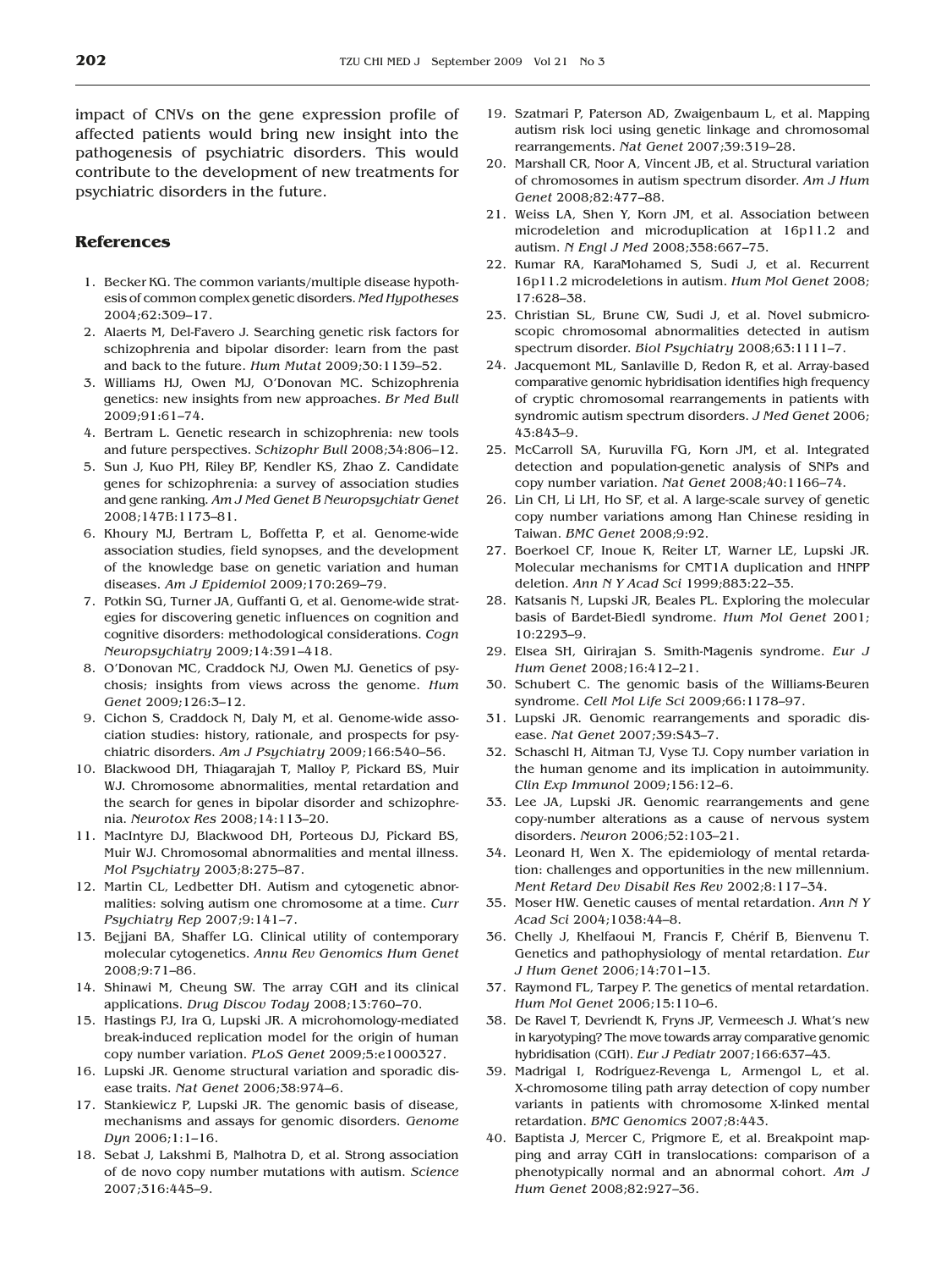impact of CNVs on the gene expression profile of affected patients would bring new insight into the pathogenesis of psychiatric disorders. This would contribute to the development of new treatments for psychiatric disorders in the future.

## References

1. Becker KG. The common variants/multiple disease hypothesis of common complex genetic disorders. *Med Hypotheses* 2004;62:309–17.
2. Alaerts M, Del-Favero J. Searching genetic risk factors for schizophrenia and bipolar disorder: learn from the past and back to the future. *Hum Mutat* 2009;30:1139–52.
3. Williams HJ, Owen MJ, O'Donovan MC. Schizophrenia genetics: new insights from new approaches. *Br Med Bull* 2009;91:61–74.
4. Bertram L. Genetic research in schizophrenia: new tools and future perspectives. *Schizophr Bull* 2008;34:806–12.
5. Sun J, Kuo PH, Riley BP, Kendler KS, Zhao Z. Candidate genes for schizophrenia: a survey of association studies and gene ranking. *Am J Med Genet B Neuropsychiatr Genet* 2008;147B:1173–81.
6. Khoury MJ, Bertram L, Boffetta P, et al. Genome-wide association studies, field synopses, and the development of the knowledge base on genetic variation and human diseases. *Am J Epidemiol* 2009;170:269–79.
7. Potkin SG, Turner JA, Guffanti G, et al. Genome-wide strategies for discovering genetic influences on cognition and cognitive disorders: methodological considerations. *Cogn Neuropsychiatry* 2009;14:391–418.
8. O'Donovan MC, Craddock NJ, Owen MJ. Genetics of psychosis; insights from views across the genome. *Hum Genet* 2009;126:3–12.
9. Cichon S, Craddock N, Daly M, et al. Genome-wide association studies: history, rationale, and prospects for psychiatric disorders. *Am J Psychiatry* 2009;166:540–56.
10. Blackwood DH, Thiagarajah T, Malloy P, Pickard BS, Muir WJ. Chromosome abnormalities, mental retardation and the search for genes in bipolar disorder and schizophrenia. *Neurotox Res* 2008;14:113–20.
11. MacIntyre DJ, Blackwood DH, Porteous DJ, Pickard BS, Muir WJ. Chromosomal abnormalities and mental illness. *Mol Psychiatry* 2003;8:275–87.
12. Martin CL, Ledbetter DH. Autism and cytogenetic abnormalities: solving autism one chromosome at a time. *Curr Psychiatry Rep* 2007;9:141–7.
13. Bejjani BA, Shaffer LG. Clinical utility of contemporary molecular cytogenetics. *Annu Rev Genomics Hum Genet* 2008;9:71–86.
14. Shinawi M, Cheung SW. The array CGH and its clinical applications. *Drug Discov Today* 2008;13:760–70.
15. Hastings PJ, Ira G, Lupski JR. A microhomology-mediated break-induced replication model for the origin of human copy number variation. *PLoS Genet* 2009;5:e1000327.
16. Lupski JR. Genome structural variation and sporadic disease traits. *Nat Genet* 2006;38:974–6.
17. Stankiewicz P, Lupski JR. The genomic basis of disease, mechanisms and assays for genomic disorders. *Genome Dyn* 2006;1:1–16.
18. Sebat J, Lakshmi B, Malhotra D, et al. Strong association of de novo copy number mutations with autism. *Science* 2007;316:445–9.
19. Szatmari P, Paterson AD, Zwaigenbaum L, et al. Mapping autism risk loci using genetic linkage and chromosomal rearrangements. *Nat Genet* 2007;39:319–28.
20. Marshall CR, Noor A, Vincent JB, et al. Structural variation of chromosomes in autism spectrum disorder. *Am J Hum Genet* 2008;82:477–88.
21. Weiss LA, Shen Y, Korn JM, et al. Association between microdeletion and microduplication at 16p11.2 and autism. *N Engl J Med* 2008;358:667–75.
22. Kumar RA, KaraMohamed S, Sudi J, et al. Recurrent 16p11.2 microdeletions in autism. *Hum Mol Genet* 2008;17:628–38.
23. Christian SL, Brune CW, Sudi J, et al. Novel submicroscopic chromosomal abnormalities detected in autism spectrum disorder. *Biol Psychiatry* 2008;63:1111–7.
24. Jacquemont ML, Sanlaville D, Redon R, et al. Array-based comparative genomic hybridisation identifies high frequency of cryptic chromosomal rearrangements in patients with syndromic autism spectrum disorders. *J Med Genet* 2006;43:843–9.
25. McCarroll SA, Kuruvilla FG, Korn JM, et al. Integrated detection and population-genetic analysis of SNPs and copy number variation. *Nat Genet* 2008;40:1166–74.
26. Lin CH, Li LH, Ho SF, et al. A large-scale survey of genetic copy number variations among Han Chinese residing in Taiwan. *BMC Genet* 2008;9:92.
27. Boerkoel CF, Inoue K, Reiter LT, Warner LE, Lupski JR. Molecular mechanisms for CMT1A duplication and HNPP deletion. *Ann N Y Acad Sci* 1999;883:22–35.
28. Katsanis N, Lupski JR, Beales PL. Exploring the molecular basis of Bardet-Biedl syndrome. *Hum Mol Genet* 2001;10:2293–9.
29. Elsea SH, Girirajan S. Smith-Magenis syndrome. *Eur J Hum Genet* 2008;16:412–21.
30. Schubert C. The genomic basis of the Williams-Beuren syndrome. *Cell Mol Life Sci* 2009;66:1178–97.
31. Lupski JR. Genomic rearrangements and sporadic disease. *Nat Genet* 2007;39:S43–7.
32. Schaschl H, Aitman TJ, Vyse TJ. Copy number variation in the human genome and its implication in autoimmunity. *Clin Exp Immunol* 2009;156:12–6.
33. Lee JA, Lupski JR. Genomic rearrangements and gene copy-number alterations as a cause of nervous system disorders. *Neuron* 2006;52:103–21.
34. Leonard H, Wen X. The epidemiology of mental retardation: challenges and opportunities in the new millennium. *Ment Retard Dev Disabil Res Rev* 2002;8:117–34.
35. Moser HW. Genetic causes of mental retardation. *Ann N Y Acad Sci* 2004;1038:44–8.
36. Chelly J, Khelfaoui M, Francis F, Chérif B, Bienvenu T. Genetics and pathophysiology of mental retardation. *Eur J Hum Genet* 2006;14:701–13.
37. Raymond FL, Tarpey P. The genetics of mental retardation. *Hum Mol Genet* 2006;15:110–6.
38. De Ravel T, Devriendt K, Fryns JP, Vermeesch J. What's new in karyotyping? The move towards array comparative genomic hybridisation (CGH). *Eur J Pediatr* 2007;166:637–43.
39. Madrigal I, Rodríguez-Revenga L, Armengol L, et al. X-chromosome tiling path array detection of copy number variants in patients with chromosome X-linked mental retardation. *BMC Genomics* 2007;8:443.
40. Baptista J, Mercer C, Prigmore E, et al. Breakpoint mapping and array CGH in translocations: comparison of a phenotypically normal and an abnormal cohort. *Am J Hum Genet* 2008;82:927–36.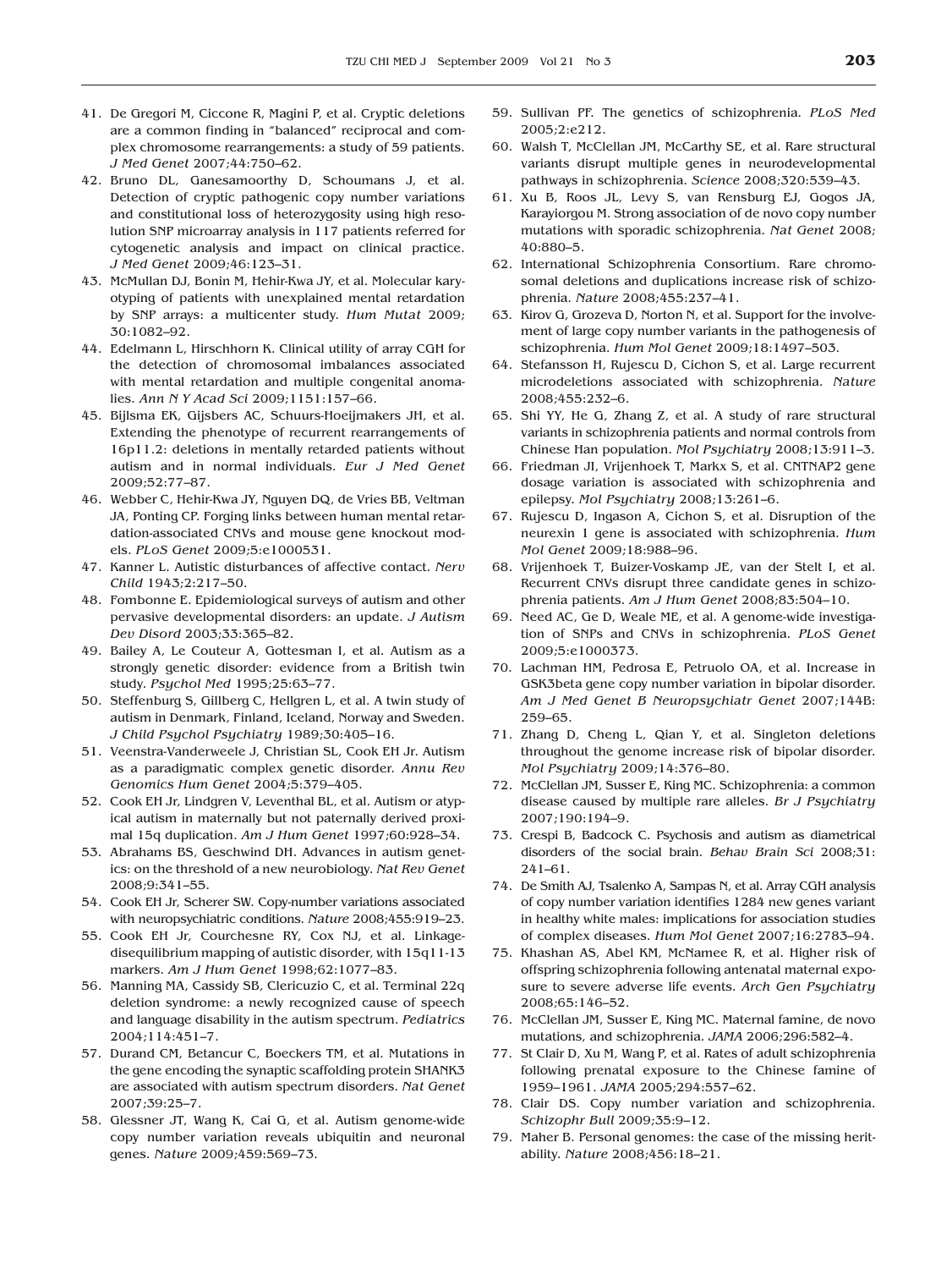41. De Gregori M, Ciccone R, Magini P, et al. Cryptic deletions are a common finding in "balanced" reciprocal and complex chromosome rearrangements: a study of 59 patients. *J Med Genet* 2007;44:750–62.
42. Bruno DL, Ganesamoorthy D, Schoumans J, et al. Detection of cryptic pathogenic copy number variations and constitutional loss of heterozygosity using high resolution SNP microarray analysis in 117 patients referred for cytogenetic analysis and impact on clinical practice. *J Med Genet* 2009;46:123–31.
43. McMullan DJ, Bonin M, Hehir-Kwa JY, et al. Molecular karyotyping of patients with unexplained mental retardation by SNP arrays: a multicenter study. *Hum Mutat* 2009; 30:1082–92.
44. Edelmann L, Hirschhorn K. Clinical utility of array CGH for the detection of chromosomal imbalances associated with mental retardation and multiple congenital anomalies. *Ann N Y Acad Sci* 2009;1151:157–66.
45. Bijlsma EK, Gijsbers AC, Schuurs-Hoeijmakers JH, et al. Extending the phenotype of recurrent rearrangements of 16p11.2: deletions in mentally retarded patients without autism and in normal individuals. *Eur J Med Genet* 2009;52:77–87.
46. Webber C, Hehir-Kwa JY, Nguyen DQ, de Vries BB, Veltman JA, Ponting CP. Forging links between human mental retardation-associated CNVs and mouse gene knockout models. *PLoS Genet* 2009;5:e1000531.
47. Kanner L. Autistic disturbances of affective contact. *Nerv Child* 1943;2:217–50.
48. Fombonne E. Epidemiological surveys of autism and other pervasive developmental disorders: an update. *J Autism Dev Disord* 2003;33:365–82.
49. Bailey A, Le Couteur A, Gottesman I, et al. Autism as a strongly genetic disorder: evidence from a British twin study. *Psychol Med* 1995;25:63–77.
50. Steffenburg S, Gillberg C, Hellgren L, et al. A twin study of autism in Denmark, Finland, Iceland, Norway and Sweden. *J Child Psychol Psychiatry* 1989;30:405–16.
51. Veenstra-Vanderweele J, Christian SL, Cook EH Jr. Autism as a paradigmatic complex genetic disorder. *Annu Rev Genomics Hum Genet* 2004;5:379–405.
52. Cook EH Jr, Lindgren V, Leventhal BL, et al. Autism or atypical autism in maternally but not paternally derived proximal 15q duplication. *Am J Hum Genet* 1997;60:928–34.
53. Abrahams BS, Geschwind DH. Advances in autism genetics: on the threshold of a new neurobiology. *Nat Rev Genet* 2008;9:341–55.
54. Cook EH Jr, Scherer SW. Copy-number variations associated with neuropsychiatric conditions. *Nature* 2008;455:919–23.
55. Cook EH Jr, Courchesne RY, Cox NJ, et al. Linkage-disequilibrium mapping of autistic disorder, with 15q11-13 markers. *Am J Hum Genet* 1998;62:1077–83.
56. Manning MA, Cassidy SB, Clericuzio C, et al. Terminal 22q deletion syndrome: a newly recognized cause of speech and language disability in the autism spectrum. *Pediatrics* 2004;114:451–7.
57. Durand CM, Betancur C, Boeckers TM, et al. Mutations in the gene encoding the synaptic scaffolding protein SHANK3 are associated with autism spectrum disorders. *Nat Genet* 2007;39:25–7.
58. Glessner JT, Wang K, Cai G, et al. Autism genome-wide copy number variation reveals ubiquitin and neuronal genes. *Nature* 2009;459:569–73.
59. Sullivan PF. The genetics of schizophrenia. *PLoS Med* 2005;2:e212.
60. Walsh T, McClellan JM, McCarthy SE, et al. Rare structural variants disrupt multiple genes in neurodevelopmental pathways in schizophrenia. *Science* 2008;320:539–43.
61. Xu B, Roos JL, Levy S, van Rensburg EJ, Gogos JA, Karayiorgou M. Strong association of de novo copy number mutations with sporadic schizophrenia. *Nat Genet* 2008; 40:880–5.
62. International Schizophrenia Consortium. Rare chromosomal deletions and duplications increase risk of schizophrenia. *Nature* 2008;455:237–41.
63. Kirov G, Grozeva D, Norton N, et al. Support for the involvement of large copy number variants in the pathogenesis of schizophrenia. *Hum Mol Genet* 2009;18:1497–503.
64. Stefansson H, Rujescu D, Cichon S, et al. Large recurrent microdeletions associated with schizophrenia. *Nature* 2008;455:232–6.
65. Shi YY, He G, Zhang Z, et al. A study of rare structural variants in schizophrenia patients and normal controls from Chinese Han population. *Mol Psychiatry* 2008;13:911–3.
66. Friedman JI, Vrijenhoek T, Markx S, et al. CNTNAP2 gene dosage variation is associated with schizophrenia and epilepsy. *Mol Psychiatry* 2008;13:261–6.
67. Rujescu D, Ingason A, Cichon S, et al. Disruption of the neurexin 1 gene is associated with schizophrenia. *Hum Mol Genet* 2009;18:988–96.
68. Vrijenhoek T, Buizer-Voskamp JE, van der Stelt I, et al. Recurrent CNVs disrupt three candidate genes in schizophrenia patients. *Am J Hum Genet* 2008;83:504–10.
69. Need AC, Ge D, Weale ME, et al. A genome-wide investigation of SNPs and CNVs in schizophrenia. *PLoS Genet* 2009;5:e1000373.
70. Lachman HM, Pedrosa E, Petruolo OA, et al. Increase in GSK3beta gene copy number variation in bipolar disorder. *Am J Med Genet B Neuropsychiatr Genet* 2007;144B: 259–65.
71. Zhang D, Cheng L, Qian Y, et al. Singleton deletions throughout the genome increase risk of bipolar disorder. *Mol Psychiatry* 2009;14:376–80.
72. McClellan JM, Susser E, King MC. Schizophrenia: a common disease caused by multiple rare alleles. *Br J Psychiatry* 2007;190:194–9.
73. Crespi B, Badcock C. Psychosis and autism as diametrical disorders of the social brain. *Behav Brain Sci* 2008;31: 241–61.
74. De Smith AJ, Tsalenko A, Sampas N, et al. Array CGH analysis of copy number variation identifies 1284 new genes variant in healthy white males: implications for association studies of complex diseases. *Hum Mol Genet* 2007;16:2783–94.
75. Khashan AS, Abel KM, McNamee R, et al. Higher risk of offspring schizophrenia following antenatal maternal exposure to severe adverse life events. *Arch Gen Psychiatry* 2008;65:146–52.
76. McClellan JM, Susser E, King MC. Maternal famine, de novo mutations, and schizophrenia. *JAMA* 2006;296:582–4.
77. St Clair D, Xu M, Wang P, et al. Rates of adult schizophrenia following prenatal exposure to the Chinese famine of 1959–1961. *JAMA* 2005;294:557–62.
78. Clair DS. Copy number variation and schizophrenia. *Schizophr Bull* 2009;35:9–12.
79. Maher B. Personal genomes: the case of the missing heritability. *Nature* 2008;456:18–21.